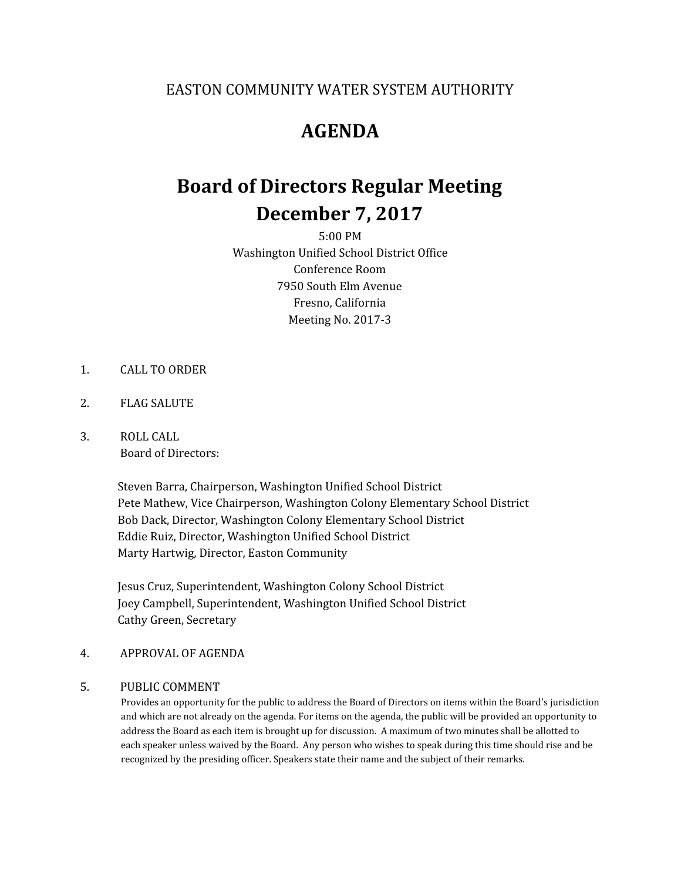EASTON COMMUNITY WATER SYSTEM AUTHORITY

# AGENDA

## Board of Directors Regular Meeting
## December 7, 2017

5:00 PM
Washington Unified School District Office
Conference Room
7950 South Elm Avenue
Fresno, California
Meeting No. 2017-3

1. CALL TO ORDER

2. FLAG SALUTE

3. ROLL CALL
   Board of Directors:

   Steven Barra, Chairperson, Washington Unified School District
   Pete Mathew, Vice Chairperson, Washington Colony Elementary School District
   Bob Dack, Director, Washington Colony Elementary School District
   Eddie Ruiz, Director, Washington Unified School District
   Marty Hartwig, Director, Easton Community

   Jesus Cruz, Superintendent, Washington Colony School District
   Joey Campbell, Superintendent, Washington Unified School District
   Cathy Green, Secretary

4. APPROVAL OF AGENDA

5. PUBLIC COMMENT
   Provides an opportunity for the public to address the Board of Directors on items within the Board's jurisdiction and which are not already on the agenda. For items on the agenda, the public will be provided an opportunity to address the Board as each item is brought up for discussion. A maximum of two minutes shall be allotted to each speaker unless waived by the Board. Any person who wishes to speak during this time should rise and be recognized by the presiding officer. Speakers state their name and the subject of their remarks.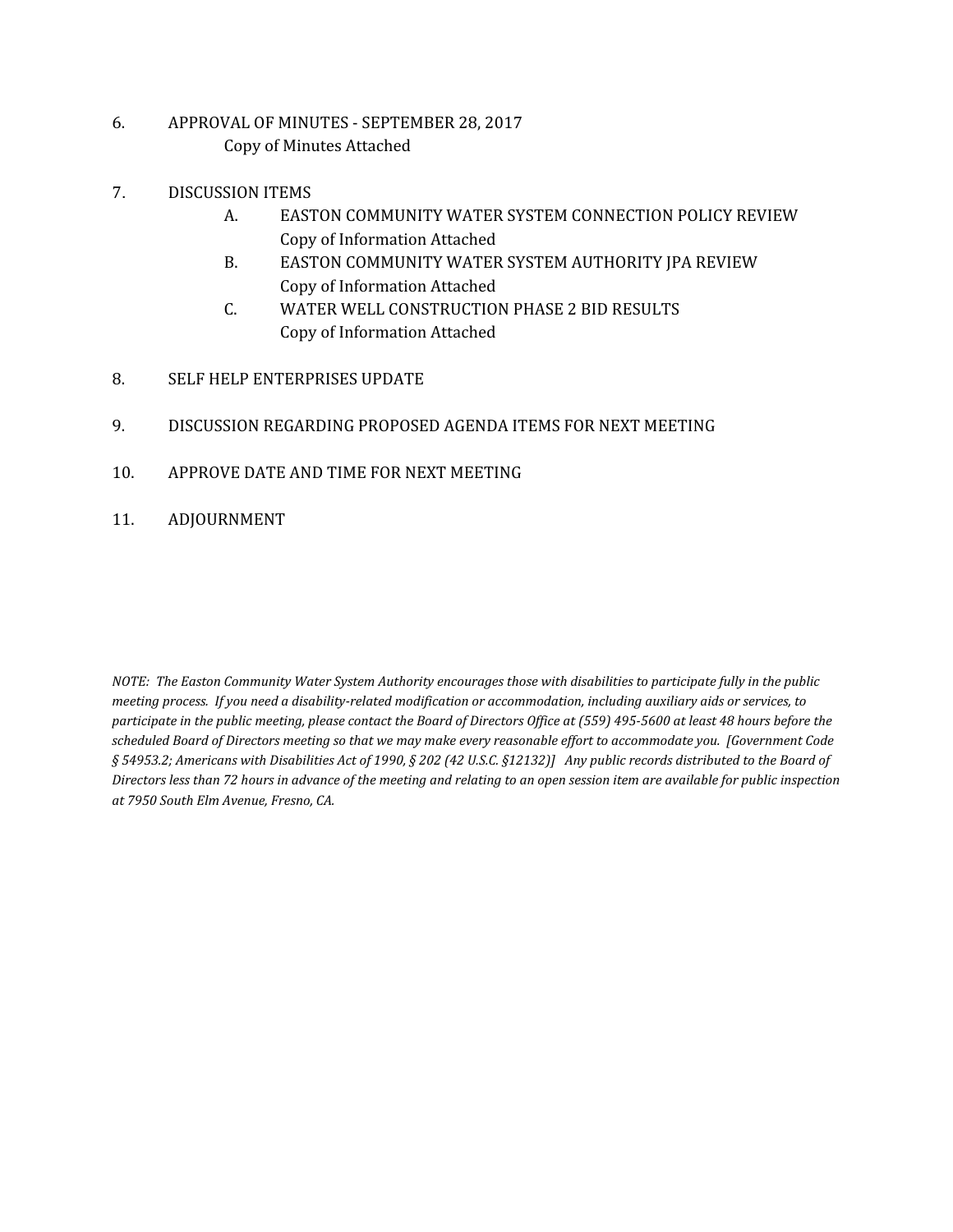6. APPROVAL OF MINUTES - SEPTEMBER 28, 2017
   Copy of Minutes Attached

7. DISCUSSION ITEMS
   A. EASTON COMMUNITY WATER SYSTEM CONNECTION POLICY REVIEW
      Copy of Information Attached
   B. EASTON COMMUNITY WATER SYSTEM AUTHORITY JPA REVIEW
      Copy of Information Attached
   C. WATER WELL CONSTRUCTION PHASE 2 BID RESULTS
      Copy of Information Attached

8. SELF HELP ENTERPRISES UPDATE

9. DISCUSSION REGARDING PROPOSED AGENDA ITEMS FOR NEXT MEETING

10. APPROVE DATE AND TIME FOR NEXT MEETING

11. ADJOURNMENT

*NOTE: The Easton Community Water System Authority encourages those with disabilities to participate fully in the public meeting process. If you need a disability-related modification or accommodation, including auxiliary aids or services, to participate in the public meeting, please contact the Board of Directors Office at (559) 495-5600 at least 48 hours before the scheduled Board of Directors meeting so that we may make every reasonable effort to accommodate you. [Government Code § 54953.2; Americans with Disabilities Act of 1990, § 202 (42 U.S.C. §12132)] Any public records distributed to the Board of Directors less than 72 hours in advance of the meeting and relating to an open session item are available for public inspection at 7950 South Elm Avenue, Fresno, CA.*